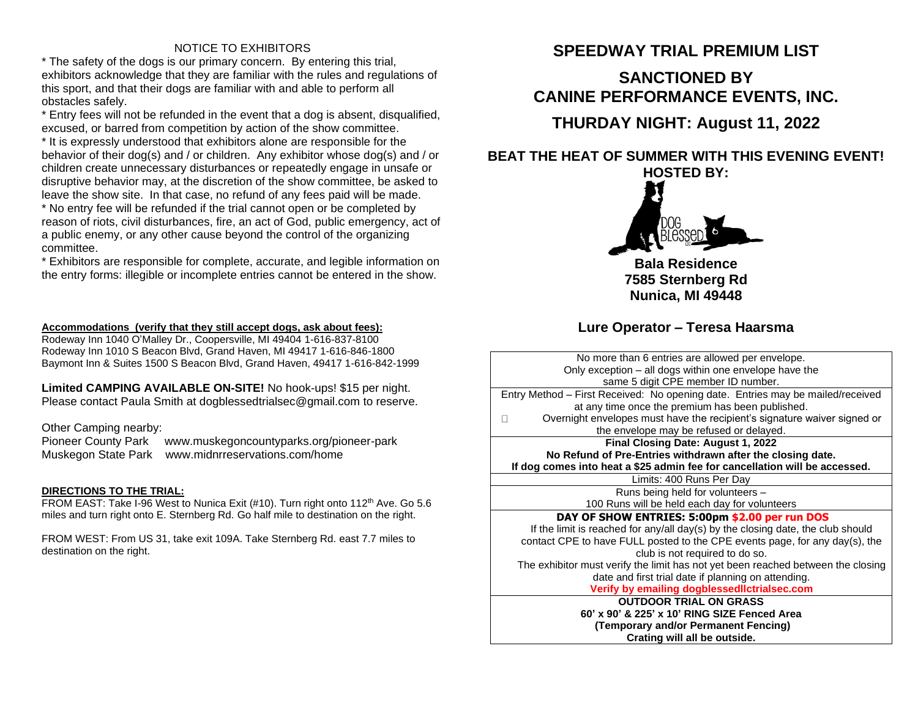NOTICE TO EXHIBITORS

* The safety of the dogs is our primary concern. By entering this trial, exhibitors acknowledge that they are familiar with the rules and regulations of this sport, and that their dogs are familiar with and able to perform all obstacles safely.
* Entry fees will not be refunded in the event that a dog is absent, disqualified, excused, or barred from competition by action of the show committee.
* It is expressly understood that exhibitors alone are responsible for the behavior of their dog(s) and / or children. Any exhibitor whose dog(s) and / or children create unnecessary disturbances or repeatedly engage in unsafe or disruptive behavior may, at the discretion of the show committee, be asked to leave the show site. In that case, no refund of any fees paid will be made.
* No entry fee will be refunded if the trial cannot open or be completed by reason of riots, civil disturbances, fire, an act of God, public emergency, act of a public enemy, or any other cause beyond the control of the organizing committee.
* Exhibitors are responsible for complete, accurate, and legible information on the entry forms: illegible or incomplete entries cannot be entered in the show.

**Accommodations (verify that they still accept dogs, ask about fees):**
Rodeway Inn 1040 O'Malley Dr., Coopersville, MI 49404 1-616-837-8100
Rodeway Inn 1010 S Beacon Blvd, Grand Haven, MI 49417 1-616-846-1800
Baymont Inn & Suites 1500 S Beacon Blvd, Grand Haven, 49417 1-616-842-1999

**Limited CAMPING AVAILABLE ON-SITE!** No hook-ups! $15 per night. Please contact Paula Smith at dogblessedtrialsec@gmail.com to reserve.

Other Camping nearby:
Pioneer County Park www.muskegoncountyparks.org/pioneer-park
Muskegon State Park www.midnrreservations.com/home

**DIRECTIONS TO THE TRIAL:**
FROM EAST: Take I-96 West to Nunica Exit (#10). Turn right onto 112th Ave. Go 5.6 miles and turn right onto E. Sternberg Rd. Go half mile to destination on the right.

FROM WEST: From US 31, take exit 109A. Take Sternberg Rd. east 7.7 miles to destination on the right.

# SPEEDWAY TRIAL PREMIUM LIST

## SANCTIONED BY CANINE PERFORMANCE EVENTS, INC.

## THURDAY NIGHT: August 11, 2022

### BEAT THE HEAT OF SUMMER WITH THIS EVENING EVENT!

### HOSTED BY:

DOG BLESSED LLC

**Bala Residence**
**7585 Sternberg Rd**
**Nunica, MI 49448**

### Lure Operator – Teresa Haarsma

No more than 6 entries are allowed per envelope.
Only exception – all dogs within one envelope have the same 5 digit CPE member ID number.

Entry Method – First Received: No opening date. Entries may be mailed/received at any time once the premium has been published.
- Overnight envelopes must have the recipient's signature waiver signed or the envelope may be refused or delayed.

**Final Closing Date: August 1, 2022**
**No Refund of Pre-Entries withdrawn after the closing date.**
**If dog comes into heat a $25 admin fee for cancellation will be accessed.**

Limits: 400 Runs Per Day

Runs being held for volunteers –
100 Runs will be held each day for volunteers

**DAY OF SHOW ENTRIES: 5:00pm $2.00 per run DOS**
If the limit is reached for any/all day(s) by the closing date, the club should contact CPE to have FULL posted to the CPE events page, for any day(s), the club is not required to do so.
The exhibitor must verify the limit has not yet been reached between the closing date and first trial date if planning on attending.
**Verify by emailing dogblessedllctrialsec.com**

**OUTDOOR TRIAL ON GRASS**
**60' x 90' & 225' x 10' RING SIZE Fenced Area**
**(Temporary and/or Permanent Fencing)**
**Crating will all be outside.**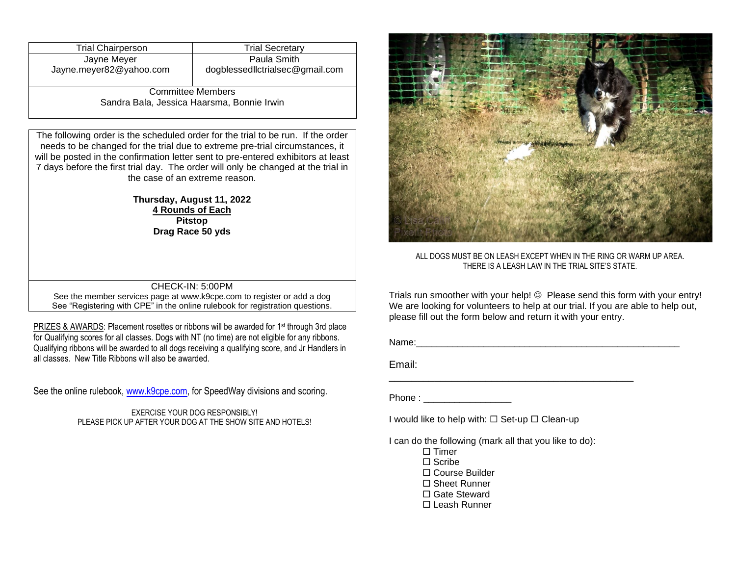| Trial Chairperson | Trial Secretary |
| --- | --- |
| Jayne Meyer<br>Jayne.meyer82@yahoo.com | Paula Smith<br>dogblessedllctrialsec@gmail.com |
| Committee Members<br>Sandra Bala, Jessica Haarsma, Bonnie Irwin | |

The following order is the scheduled order for the trial to be run. If the order needs to be changed for the trial due to extreme pre-trial circumstances, it will be posted in the confirmation letter sent to pre-entered exhibitors at least 7 days before the first trial day. The order will only be changed at the trial in the case of an extreme reason.

**Thursday, August 11, 2022**
**4 Rounds of Each**
**Pitstop**
**Drag Race 50 yds**

CHECK-IN: 5:00PM
See the member services page at www.k9cpe.com to register or add a dog
See "Registering with CPE" in the online rulebook for registration questions.

PRIZES & AWARDS: Placement rosettes or ribbons will be awarded for 1st through 3rd place for Qualifying scores for all classes. Dogs with NT (no time) are not eligible for any ribbons. Qualifying ribbons will be awarded to all dogs receiving a qualifying score, and Jr Handlers in all classes. New Title Ribbons will also be awarded.

See the online rulebook, www.k9cpe.com, for SpeedWay divisions and scoring.

EXERCISE YOUR DOG RESPONSIBLY!
PLEASE PICK UP AFTER YOUR DOG AT THE SHOW SITE AND HOTELS!

ALL DOGS MUST BE ON LEASH EXCEPT WHEN IN THE RING OR WARM UP AREA.
THERE IS A LEASH LAW IN THE TRIAL SITE'S STATE.

Trials run smoother with your help! ☺ Please send this form with your entry! We are looking for volunteers to help at our trial. If you are able to help out, please fill out the form below and return it with your entry.

Name:_______________________________________________________

Email:
_______________________________________________

Phone : _________________

I would like to help with: ☐ Set-up ☐ Clean-up

I can do the following (mark all that you like to do):

- ☐ Timer
- ☐ Scribe
- ☐ Course Builder
- ☐ Sheet Runner
- ☐ Gate Steward
- ☐ Leash Runner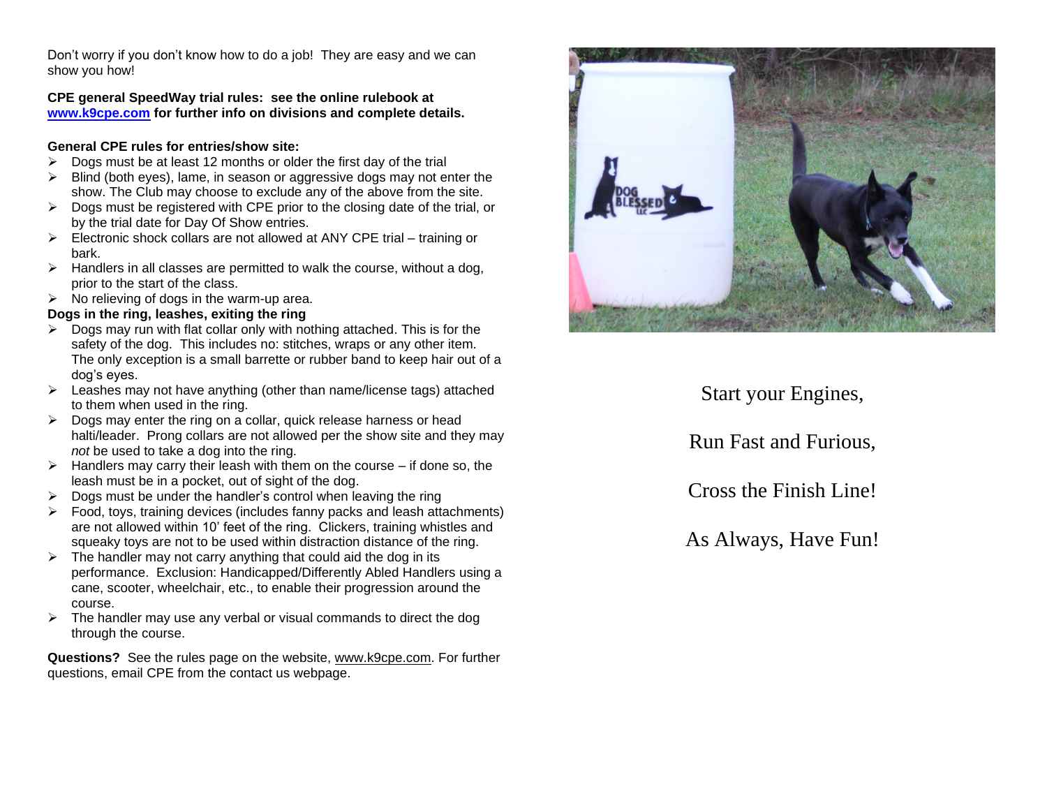Don't worry if you don't know how to do a job! They are easy and we can show you how!

**CPE general SpeedWay trial rules: see the online rulebook at [www.k9cpe.com](http://www.k9cpe.com) for further info on divisions and complete details.**

**General CPE rules for entries/show site:**

- Dogs must be at least 12 months or older the first day of the trial
- Blind (both eyes), lame, in season or aggressive dogs may not enter the show. The Club may choose to exclude any of the above from the site.
- Dogs must be registered with CPE prior to the closing date of the trial, or by the trial date for Day Of Show entries.
- Electronic shock collars are not allowed at ANY CPE trial – training or bark.
- Handlers in all classes are permitted to walk the course, without a dog, prior to the start of the class.
- No relieving of dogs in the warm-up area.

**Dogs in the ring, leashes, exiting the ring**

- Dogs may run with flat collar only with nothing attached. This is for the safety of the dog. This includes no: stitches, wraps or any other item. The only exception is a small barrette or rubber band to keep hair out of a dog's eyes.
- Leashes may not have anything (other than name/license tags) attached to them when used in the ring.
- Dogs may enter the ring on a collar, quick release harness or head halti/leader. Prong collars are not allowed per the show site and they may *not* be used to take a dog into the ring.
- Handlers may carry their leash with them on the course – if done so, the leash must be in a pocket, out of sight of the dog.
- Dogs must be under the handler's control when leaving the ring
- Food, toys, training devices (includes fanny packs and leash attachments) are not allowed within 10' feet of the ring. Clickers, training whistles and squeaky toys are not to be used within distraction distance of the ring.
- The handler may not carry anything that could aid the dog in its performance. Exclusion: Handicapped/Differently Abled Handlers using a cane, scooter, wheelchair, etc., to enable their progression around the course.
- The handler may use any verbal or visual commands to direct the dog through the course.

**Questions?** See the rules page on the website, www.k9cpe.com. For further questions, email CPE from the contact us webpage.

Start your Engines,

Run Fast and Furious,

Cross the Finish Line!

As Always, Have Fun!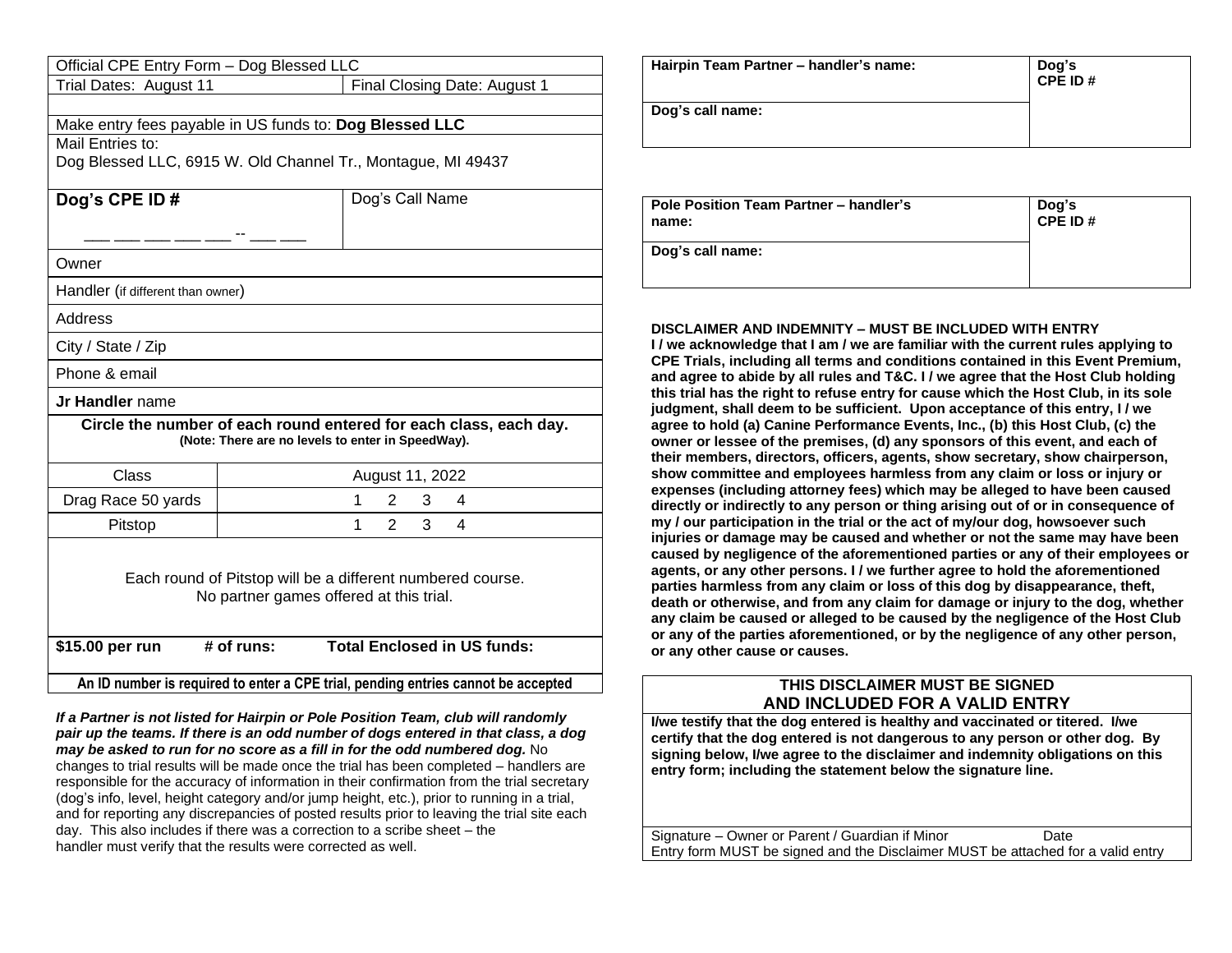| Official CPE Entry Form – Dog Blessed LLC | |
|---|---|
| Trial Dates: August 11 | Final Closing Date: August 1 |
| | |
| Make entry fees payable in US funds to: **Dog Blessed LLC** | |
| Mail Entries to: Dog Blessed LLC, 6915 W. Old Channel Tr., Montague, MI 49437 | |
| **Dog's CPE ID #** ___ ___ ___ ___ ___ -- ___ ___ | Dog's Call Name |
| Owner | |
| Handler (if different than owner) | |
| Address | |
| City / State / Zip | |
| Phone & email | |
| **Jr Handler** name | |

**Circle the number of each round entered for each class, each day.**
**(Note: There are no levels to enter in SpeedWay).**

| Class | August 11, 2022 |
|---|---|
| Drag Race 50 yards | 1 2 3 4 |
| Pitstop | 1 2 3 4 |

Each round of Pitstop will be a different numbered course.
No partner games offered at this trial.

| **$15.00 per run** | **# of runs:** | **Total Enclosed in US funds:** |
|---|---|---|

**An ID number is required to enter a CPE trial, pending entries cannot be accepted**

***If a Partner is not listed for Hairpin or Pole Position Team, club will randomly pair up the teams. If there is an odd number of dogs entered in that class, a dog may be asked to run for no score as a fill in for the odd numbered dog.*** No changes to trial results will be made once the trial has been completed – handlers are responsible for the accuracy of information in their confirmation from the trial secretary (dog's info, level, height category and/or jump height, etc.), prior to running in a trial, and for reporting any discrepancies of posted results prior to leaving the trial site each day. This also includes if there was a correction to a scribe sheet – the handler must verify that the results were corrected as well.

| **Hairpin Team Partner – handler's name:** | **Dog's CPE ID #** |
|---|---|
| **Dog's call name:** | |

| **Pole Position Team Partner – handler's name:** | **Dog's CPE ID #** |
|---|---|
| **Dog's call name:** | |

**DISCLAIMER AND INDEMNITY – MUST BE INCLUDED WITH ENTRY**
**I / we acknowledge that I am / we are familiar with the current rules applying to CPE Trials, including all terms and conditions contained in this Event Premium, and agree to abide by all rules and T&C. I / we agree that the Host Club holding this trial has the right to refuse entry for cause which the Host Club, in its sole judgment, shall deem to be sufficient. Upon acceptance of this entry, I / we agree to hold (a) Canine Performance Events, Inc., (b) this Host Club, (c) the owner or lessee of the premises, (d) any sponsors of this event, and each of their members, directors, officers, agents, show secretary, show chairperson, show committee and employees harmless from any claim or loss or injury or expenses (including attorney fees) which may be alleged to have been caused directly or indirectly to any person or thing arising out of or in consequence of my / our participation in the trial or the act of my/our dog, howsoever such injuries or damage may be caused and whether or not the same may have been caused by negligence of the aforementioned parties or any of their employees or agents, or any other persons. I / we further agree to hold the aforementioned parties harmless from any claim or loss of this dog by disappearance, theft, death or otherwise, and from any claim for damage or injury to the dog, whether any claim be caused or alleged to be caused by the negligence of the Host Club or any of the parties aforementioned, or by the negligence of any other person, or any other cause or causes.**

**THIS DISCLAIMER MUST BE SIGNED AND INCLUDED FOR A VALID ENTRY**

**I/we testify that the dog entered is healthy and vaccinated or titered. I/we certify that the dog entered is not dangerous to any person or other dog. By signing below, I/we agree to the disclaimer and indemnity obligations on this entry form; including the statement below the signature line.**

Signature – Owner or Parent / Guardian if Minor Date

Entry form MUST be signed and the Disclaimer MUST be attached for a valid entry